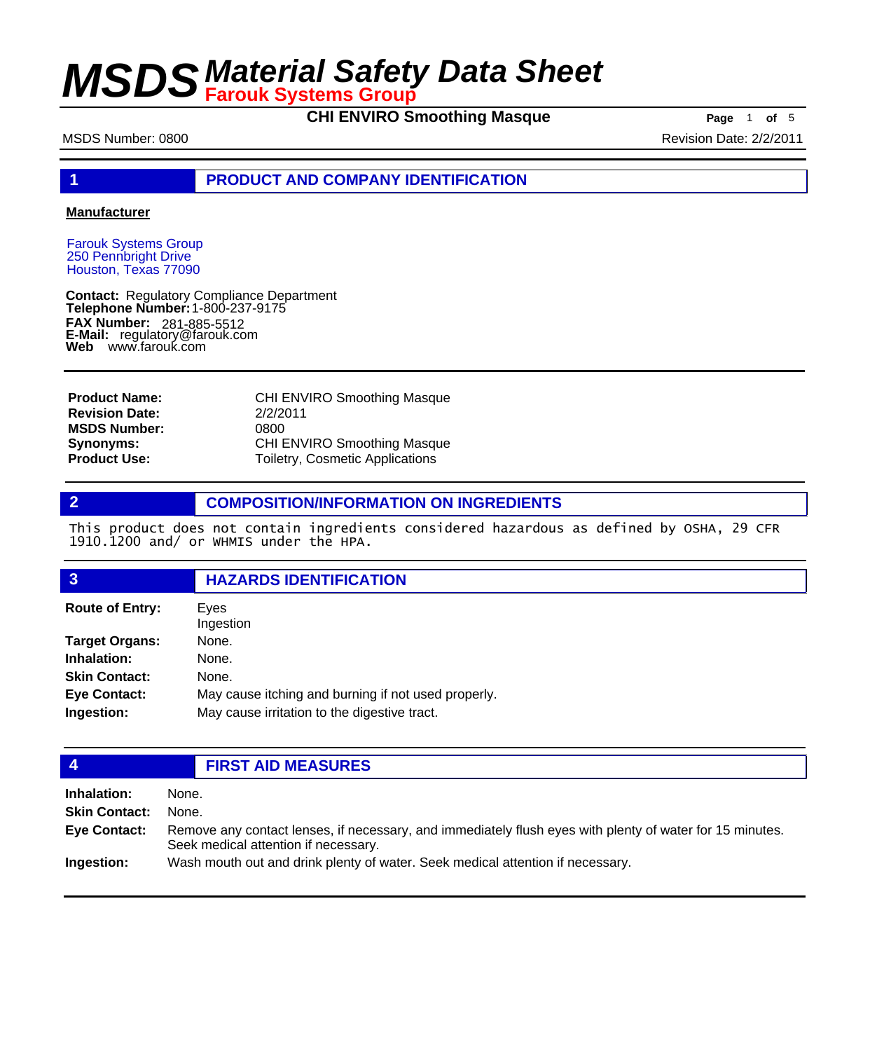# MSDS Material Safety Data Sheet
**Farouk Systems Group**

**CHI ENVIRO Smoothing Masque**

MSDS Number: 0800

Revision Date: 2/2/2011

## 1 PRODUCT AND COMPANY IDENTIFICATION

**Manufacturer**

Farouk Systems Group
250 Pennbright Drive
Houston, Texas 77090

**Contact:** Regulatory Compliance Department
**Telephone Number:** 1-800-237-9175
**FAX Number:** 281-885-5512
**E-Mail:** regulatory@farouk.com
**Web** www.farouk.com

| | |
|---|---|
| **Product Name:** | CHI ENVIRO Smoothing Masque |
| **Revision Date:** | 2/2/2011 |
| **MSDS Number:** | 0800 |
| **Synonyms:** | CHI ENVIRO Smoothing Masque |
| **Product Use:** | Toiletry, Cosmetic Applications |

## 2 COMPOSITION/INFORMATION ON INGREDIENTS

This product does not contain ingredients considered hazardous as defined by OSHA, 29 CFR 1910.1200 and/ or WHMIS under the HPA.

## 3 HAZARDS IDENTIFICATION

| | |
|---|---|
| **Route of Entry:** | Eyes<br>Ingestion |
| **Target Organs:** | None. |
| **Inhalation:** | None. |
| **Skin Contact:** | None. |
| **Eye Contact:** | May cause itching and burning if not used properly. |
| **Ingestion:** | May cause irritation to the digestive tract. |

## 4 FIRST AID MEASURES

| | |
|---|---|
| **Inhalation:** | None. |
| **Skin Contact:** | None. |
| **Eye Contact:** | Remove any contact lenses, if necessary, and immediately flush eyes with plenty of water for 15 minutes. Seek medical attention if necessary. |
| **Ingestion:** | Wash mouth out and drink plenty of water. Seek medical attention if necessary. |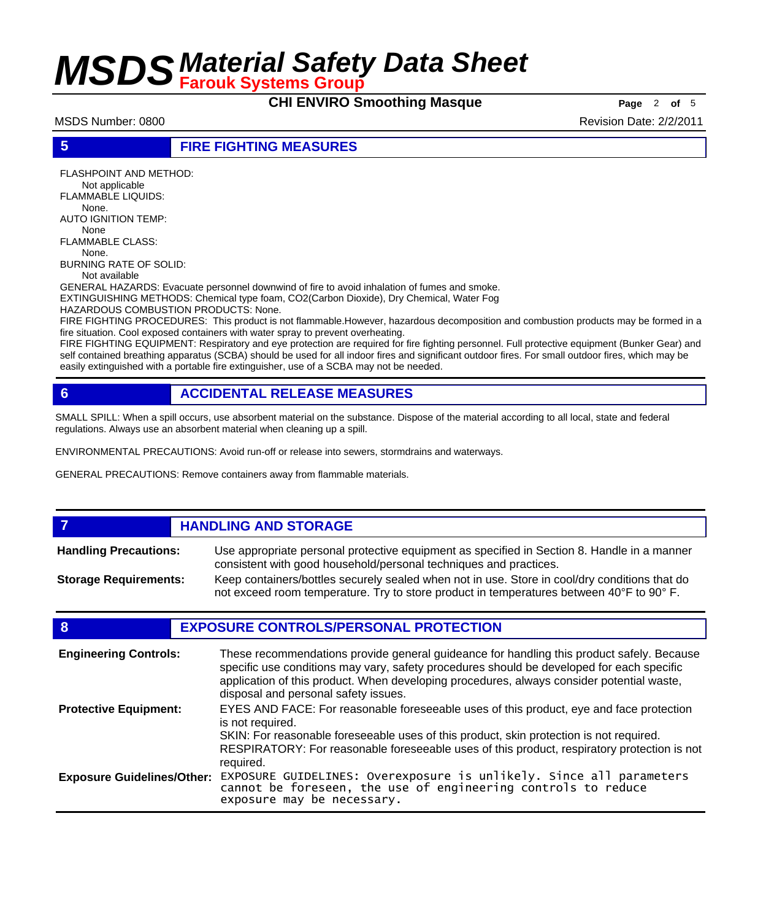## 5 FIRE FIGHTING MEASURES

FLASHPOINT AND METHOD:
Not applicable

FLAMMABLE LIQUIDS:
None.

AUTO IGNITION TEMP:
None

FLAMMABLE CLASS:
None.

BURNING RATE OF SOLID:
Not available

GENERAL HAZARDS: Evacuate personnel downwind of fire to avoid inhalation of fumes and smoke.

EXTINGUISHING METHODS: Chemical type foam, $CO_2$(Carbon Dioxide), Dry Chemical, Water Fog

HAZARDOUS COMBUSTION PRODUCTS: None.

FIRE FIGHTING PROCEDURES: This product is not flammable.However, hazardous decomposition and combustion products may be formed in a fire situation. Cool exposed containers with water spray to prevent overheating.

FIRE FIGHTING EQUIPMENT: Respiratory and eye protection are required for fire fighting personnel. Full protective equipment (Bunker Gear) and self contained breathing apparatus (SCBA) should be used for all indoor fires and significant outdoor fires. For small outdoor fires, which may be easily extinguished with a portable fire extinguisher, use of a SCBA may not be needed.

## 6 ACCIDENTAL RELEASE MEASURES

SMALL SPILL: When a spill occurs, use absorbent material on the substance. Dispose of the material according to all local, state and federal regulations. Always use an absorbent material when cleaning up a spill.

ENVIRONMENTAL PRECAUTIONS: Avoid run-off or release into sewers, stormdrains and waterways.

GENERAL PRECAUTIONS: Remove containers away from flammable materials.

## 7 HANDLING AND STORAGE

**Handling Precautions:** Use appropriate personal protective equipment as specified in Section 8. Handle in a manner consistent with good household/personal techniques and practices.

**Storage Requirements:** Keep containers/bottles securely sealed when not in use. Store in cool/dry conditions that do not exceed room temperature. Try to store product in temperatures between 40° F to 90° F.

## 8 EXPOSURE CONTROLS/PERSONAL PROTECTION

**Engineering Controls:** These recommendations provide general guideance for handling this product safely. Because specific use conditions may vary, safety procedures should be developed for each specific application of this product. When developing procedures, always consider potential waste, disposal and personal safety issues.

**Protective Equipment:** EYES AND FACE: For reasonable foreseeable uses of this product, eye and face protection is not required.
SKIN: For reasonable foreseeable uses of this product, skin protection is not required.
RESPIRATORY: For reasonable foreseeable uses of this product, respiratory protection is not required.

**Exposure Guidelines/Other:** EXPOSURE GUIDELINES: Overexposure is unlikely. Since all parameters cannot be foreseen, the use of engineering controls to reduce exposure may be necessary.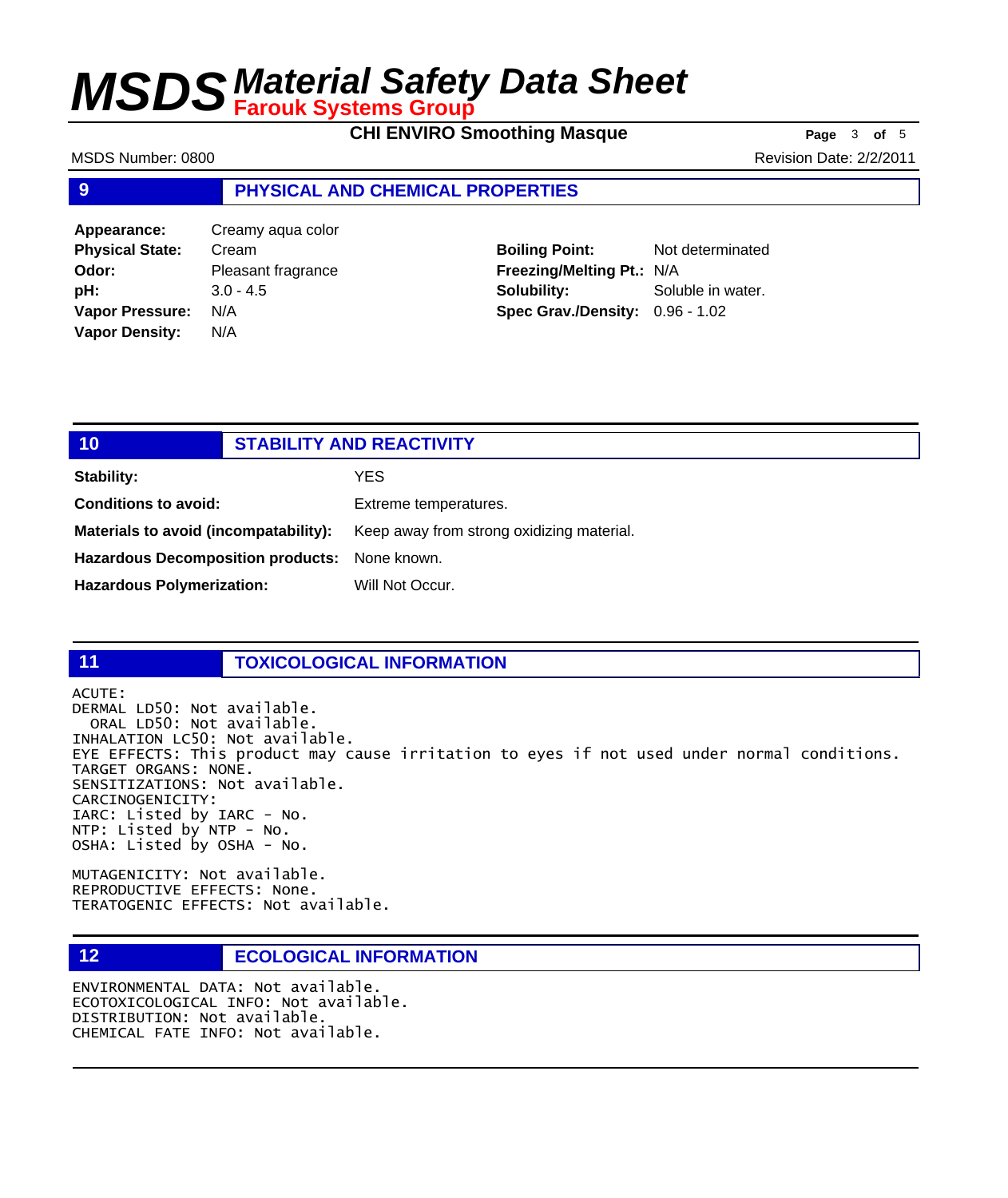## 9 PHYSICAL AND CHEMICAL PROPERTIES

| | | | |
|---|---|---|---|
| **Appearance:** | Creamy aqua color | | |
| **Physical State:** | Cream | **Boiling Point:** | Not determinated |
| **Odor:** | Pleasant fragrance | **Freezing/Melting Pt.:** | N/A |
| **pH:** | 3.0 - 4.5 | **Solubility:** | Soluble in water. |
| **Vapor Pressure:** | N/A | **Spec Grav./Density:** | 0.96 - 1.02 |
| **Vapor Density:** | N/A | | |

## 10 STABILITY AND REACTIVITY

**Stability:** YES

**Conditions to avoid:** Extreme temperatures.

**Materials to avoid (incompatability):** Keep away from strong oxidizing material.

**Hazardous Decomposition products:** None known.

**Hazardous Polymerization:** Will Not Occur.

## 11 TOXICOLOGICAL INFORMATION

```
ACUTE:
DERMAL LD50: Not available.
  ORAL LD50: Not available.
INHALATION LC50: Not available.
EYE EFFECTS: This product may cause irritation to eyes if not used under normal conditions.
TARGET ORGANS: NONE.
SENSITIZATIONS: Not available.
CARCINOGENICITY:
IARC: Listed by IARC - No.
NTP: Listed by NTP - No.
OSHA: Listed by OSHA - No.

MUTAGENICITY: Not available.
REPRODUCTIVE EFFECTS: None.
TERATOGENIC EFFECTS: Not available.
```

## 12 ECOLOGICAL INFORMATION

```
ENVIRONMENTAL DATA: Not available.
ECOTOXICOLOGICAL INFO: Not available.
DISTRIBUTION: Not available.
CHEMICAL FATE INFO: Not available.
```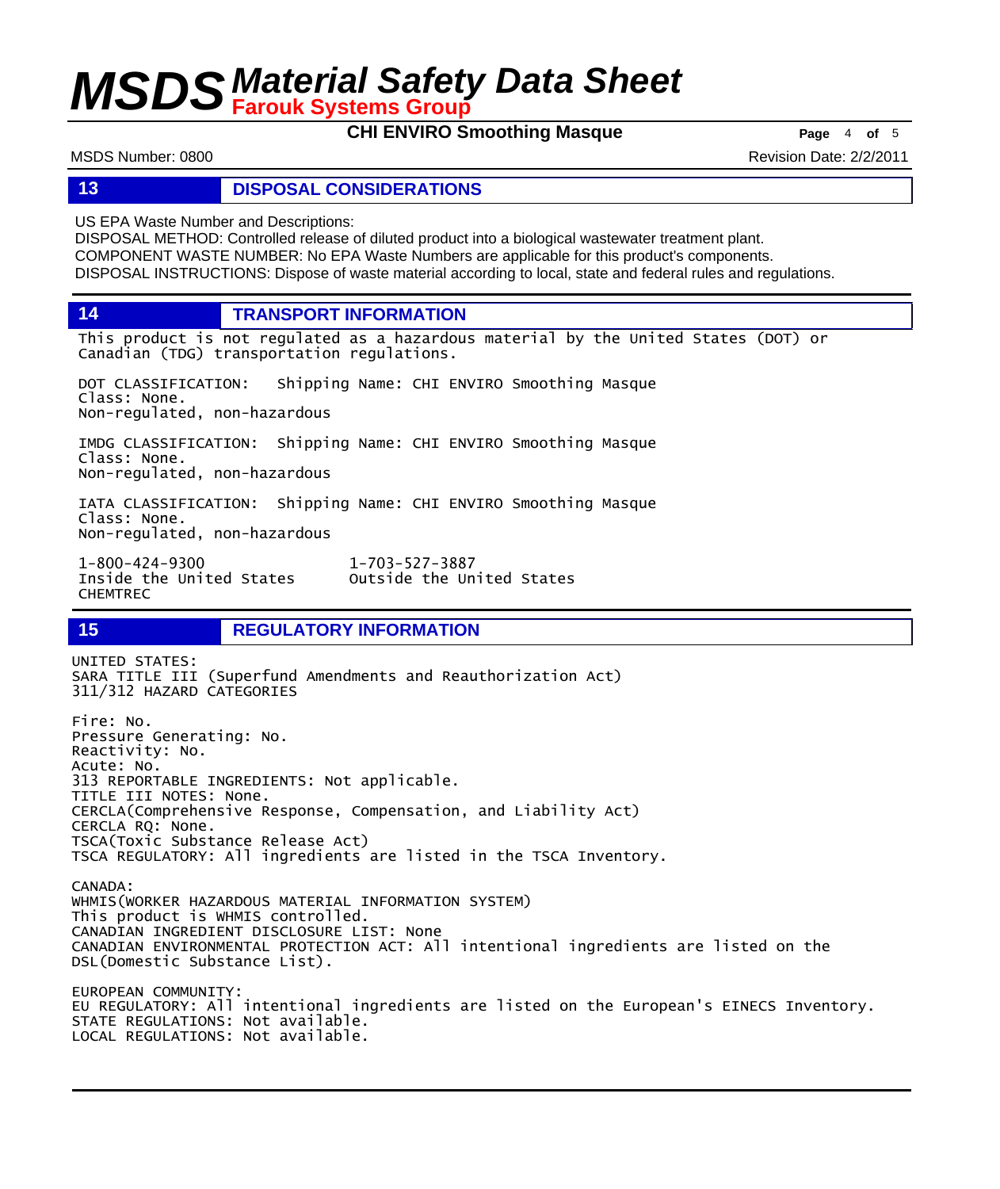## 13 DISPOSAL CONSIDERATIONS

US EPA Waste Number and Descriptions:
DISPOSAL METHOD: Controlled release of diluted product into a biological wastewater treatment plant.
COMPONENT WASTE NUMBER: No EPA Waste Numbers are applicable for this product's components.
DISPOSAL INSTRUCTIONS: Dispose of waste material according to local, state and federal rules and regulations.

## 14 TRANSPORT INFORMATION

This product is not regulated as a hazardous material by the United States (DOT) or Canadian (TDG) transportation regulations.

DOT CLASSIFICATION: Shipping Name: CHI ENVIRO Smoothing Masque
Class: None.
Non-regulated, non-hazardous

IMDG CLASSIFICATION: Shipping Name: CHI ENVIRO Smoothing Masque
Class: None.
Non-regulated, non-hazardous

IATA CLASSIFICATION: Shipping Name: CHI ENVIRO Smoothing Masque
Class: None.
Non-regulated, non-hazardous

1-800-424-9300
Inside the United States
CHEMTREC

1-703-527-3887
Outside the United States

## 15 REGULATORY INFORMATION

UNITED STATES:
SARA TITLE III (Superfund Amendments and Reauthorization Act)
311/312 HAZARD CATEGORIES

Fire: No.
Pressure Generating: No.
Reactivity: No.
Acute: No.
313 REPORTABLE INGREDIENTS: Not applicable.
TITLE III NOTES: None.
CERCLA(Comprehensive Response, Compensation, and Liability Act)
CERCLA RQ: None.
TSCA(Toxic Substance Release Act)
TSCA REGULATORY: All ingredients are listed in the TSCA Inventory.

CANADA:
WHMIS(WORKER HAZARDOUS MATERIAL INFORMATION SYSTEM)
This product is WHMIS controlled.
CANADIAN INGREDIENT DISCLOSURE LIST: None
CANADIAN ENVIRONMENTAL PROTECTION ACT: All intentional ingredients are listed on the DSL(Domestic Substance List).

EUROPEAN COMMUNITY:
EU REGULATORY: All intentional ingredients are listed on the European's EINECS Inventory.
STATE REGULATIONS: Not available.
LOCAL REGULATIONS: Not available.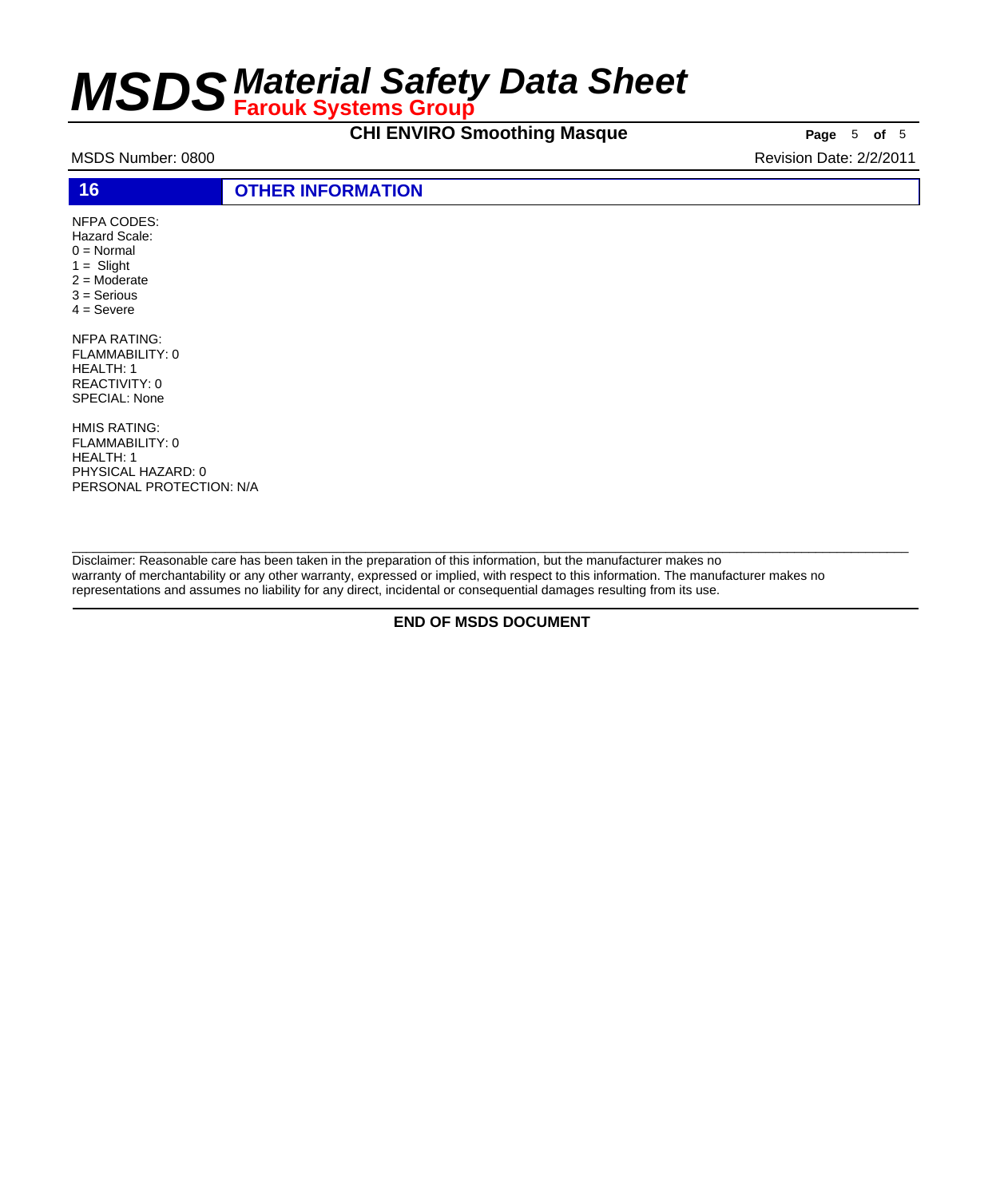## 16 OTHER INFORMATION

NFPA CODES:
Hazard Scale:
0 = Normal
1 = Slight
2 = Moderate
3 = Serious
4 = Severe

NFPA RATING:
FLAMMABILITY: 0
HEALTH: 1
REACTIVITY: 0
SPECIAL: None

HMIS RATING:
FLAMMABILITY: 0
HEALTH: 1
PHYSICAL HAZARD: 0
PERSONAL PROTECTION: N/A

---

Disclaimer: Reasonable care has been taken in the preparation of this information, but the manufacturer makes no warranty of merchantability or any other warranty, expressed or implied, with respect to this information. The manufacturer makes no representations and assumes no liability for any direct, incidental or consequential damages resulting from its use.

---

**END OF MSDS DOCUMENT**